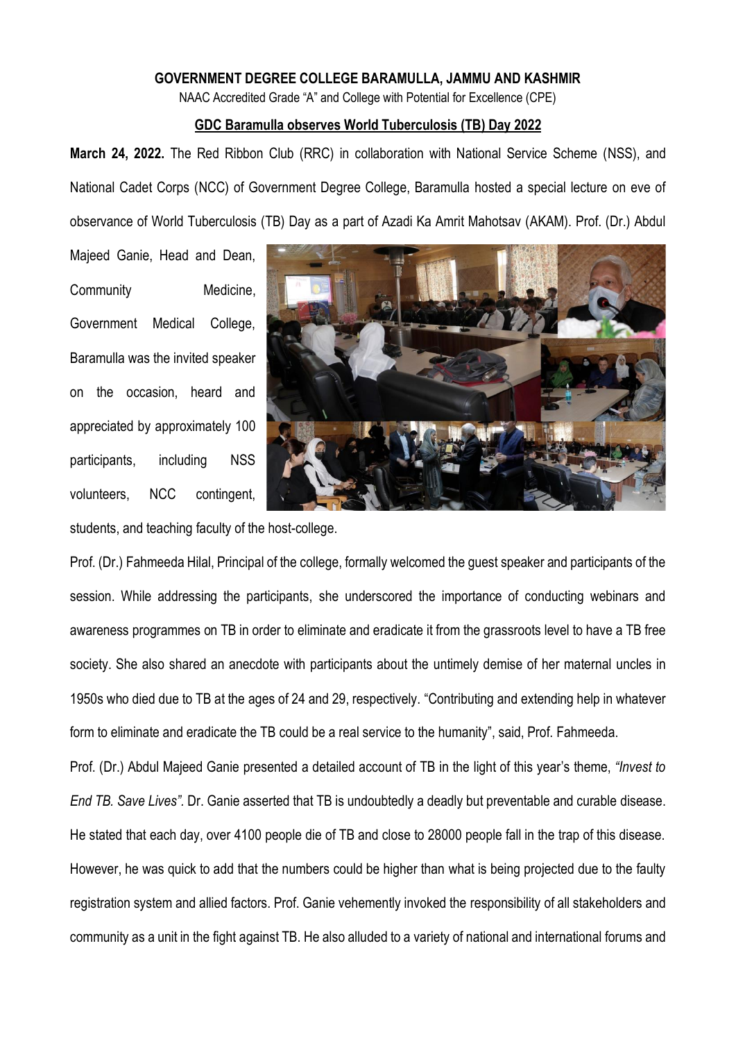**GOVERNMENT DEGREE COLLEGE BARAMULLA, JAMMU AND KASHMIR**

NAAC Accredited Grade "A" and College with Potential for Excellence (CPE)

**GDC Baramulla observes World Tuberculosis (TB) Day 2022**

**March 24, 2022.** The Red Ribbon Club (RRC) in collaboration with National Service Scheme (NSS), and National Cadet Corps (NCC) of Government Degree College, Baramulla hosted a special lecture on eve of observance of World Tuberculosis (TB) Day as a part of Azadi Ka Amrit Mahotsav (AKAM). Prof. (Dr.) Abdul Majeed Ganie, Head and Dean, Community Medicine, Government Medical College, Baramulla was the invited speaker on the occasion, heard and appreciated by approximately 100 participants, including NSS volunteers, NCC contingent, students, and teaching faculty of the host-college.

Prof. (Dr.) Fahmeeda Hilal, Principal of the college, formally welcomed the guest speaker and participants of the session. While addressing the participants, she underscored the importance of conducting webinars and awareness programmes on TB in order to eliminate and eradicate it from the grassroots level to have a TB free society. She also shared an anecdote with participants about the untimely demise of her maternal uncles in 1950s who died due to TB at the ages of 24 and 29, respectively. "Contributing and extending help in whatever form to eliminate and eradicate the TB could be a real service to the humanity", said, Prof. Fahmeeda.

Prof. (Dr.) Abdul Majeed Ganie presented a detailed account of TB in the light of this year's theme, *"Invest to End TB. Save Lives"*. Dr. Ganie asserted that TB is undoubtedly a deadly but preventable and curable disease. He stated that each day, over 4100 people die of TB and close to 28000 people fall in the trap of this disease. However, he was quick to add that the numbers could be higher than what is being projected due to the faulty registration system and allied factors. Prof. Ganie vehemently invoked the responsibility of all stakeholders and community as a unit in the fight against TB. He also alluded to a variety of national and international forums and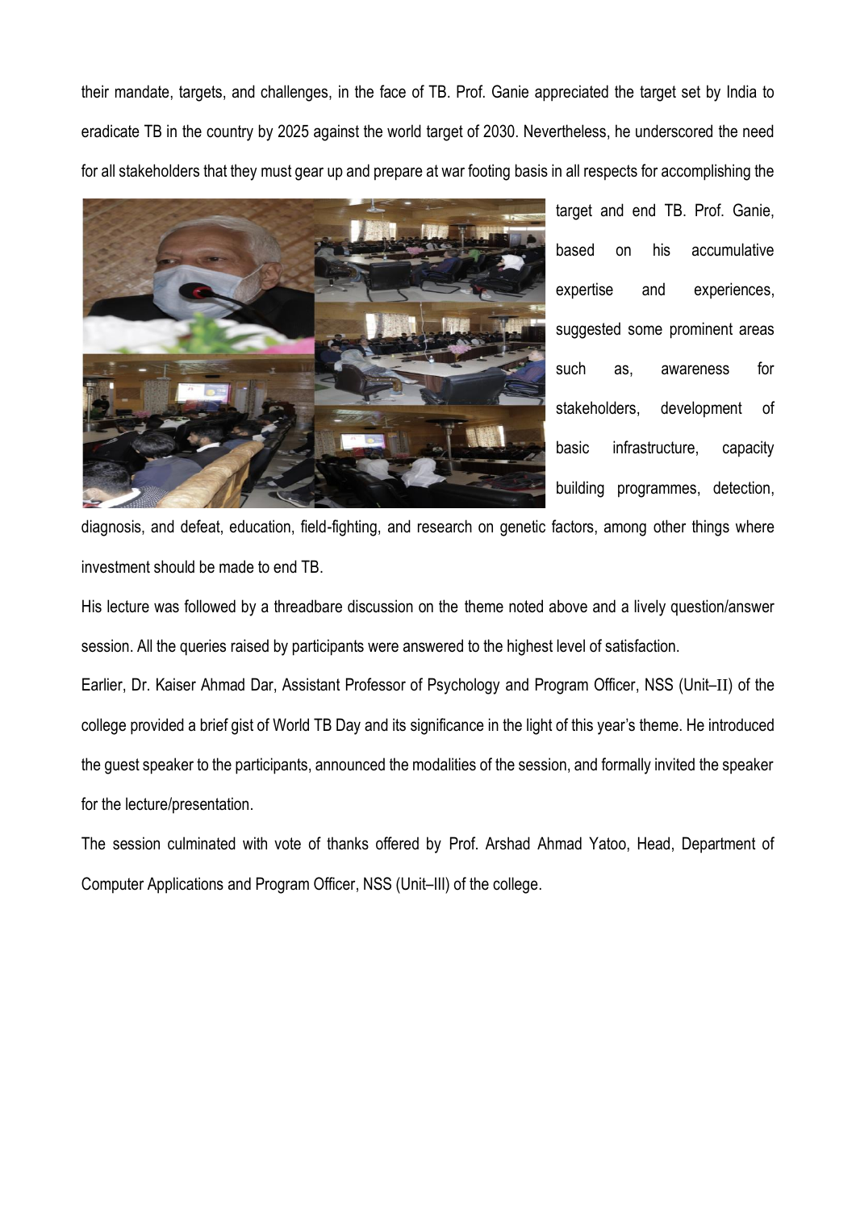their mandate, targets, and challenges, in the face of TB. Prof. Ganie appreciated the target set by India to eradicate TB in the country by 2025 against the world target of 2030. Nevertheless, he underscored the need for all stakeholders that they must gear up and prepare at war footing basis in all respects for accomplishing the target and end TB. Prof. Ganie, based on his accumulative expertise and experiences, suggested some prominent areas such as, awareness for stakeholders, development of basic infrastructure, capacity building programmes, detection, diagnosis, and defeat, education, field-fighting, and research on genetic factors, among other things where investment should be made to end TB.

His lecture was followed by a threadbare discussion on the theme noted above and a lively question/answer session. All the queries raised by participants were answered to the highest level of satisfaction.

Earlier, Dr. Kaiser Ahmad Dar, Assistant Professor of Psychology and Program Officer, NSS (Unit–II) of the college provided a brief gist of World TB Day and its significance in the light of this year's theme. He introduced the guest speaker to the participants, announced the modalities of the session, and formally invited the speaker for the lecture/presentation.

The session culminated with vote of thanks offered by Prof. Arshad Ahmad Yatoo, Head, Department of Computer Applications and Program Officer, NSS (Unit–III) of the college.